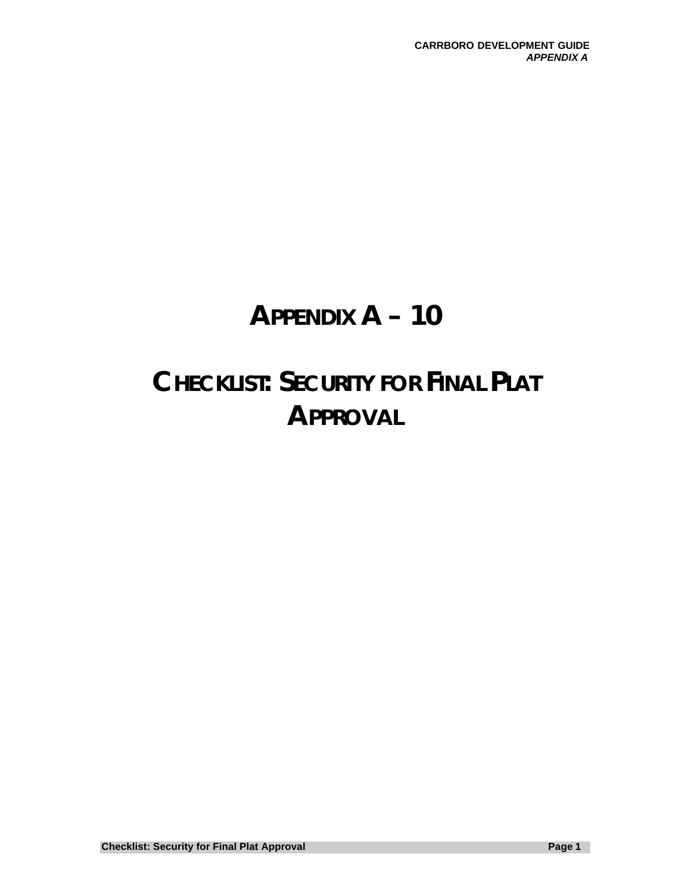# APPENDIX A – 10

# CHECKLIST: SECURITY FOR FINAL PLAT APPROVAL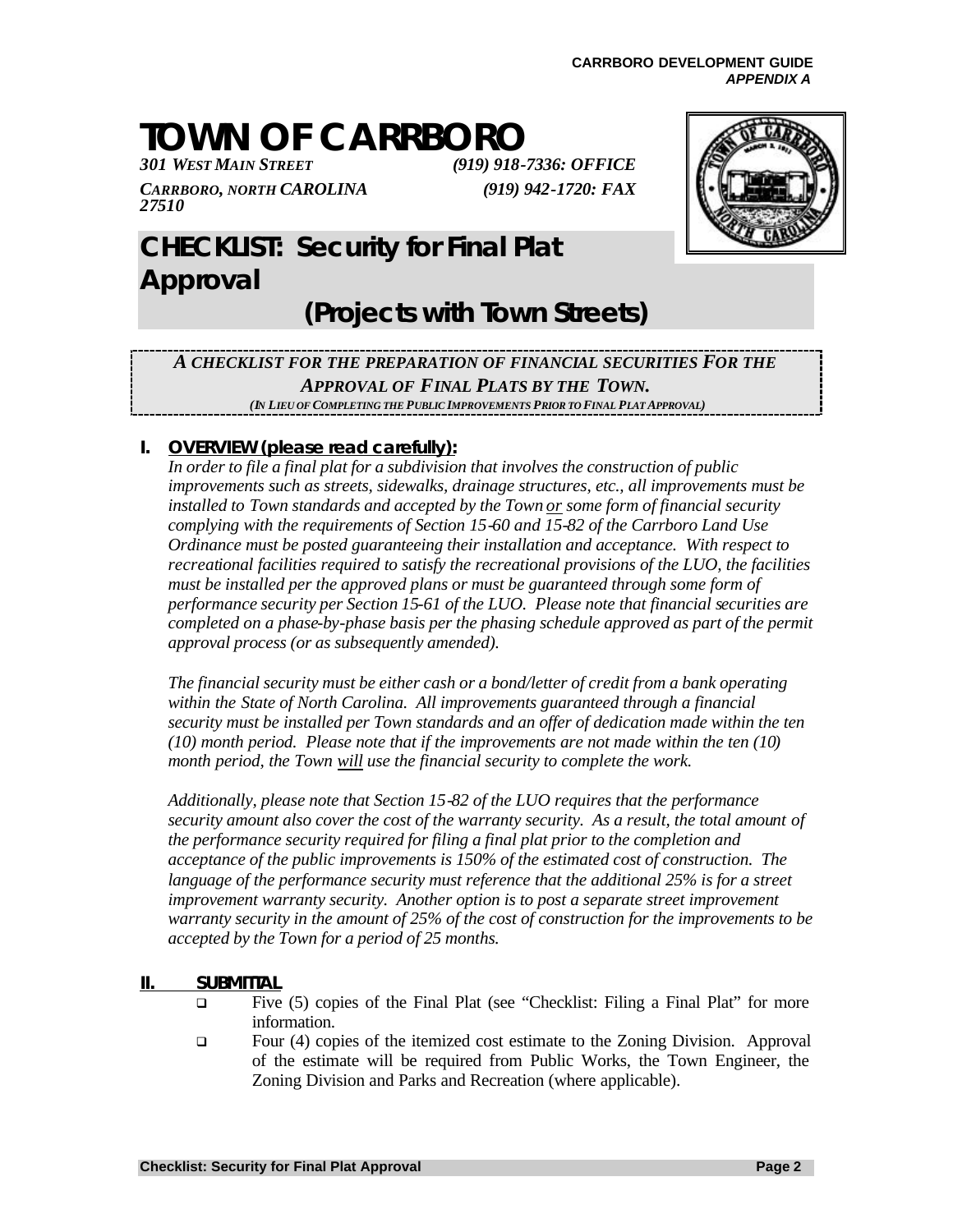# TOWN OF CARRBORO

*301 WEST MAIN STREET* *(919) 918-7336: OFFICE*

*CARRBORO, NORTH CAROLINA 27510* *(919) 942-1720: FAX*

## CHECKLIST: Security for Final Plat Approval (Projects with Town Streets)

*A CHECKLIST FOR THE PREPARATION OF FINANCIAL SECURITIES FOR THE APPROVAL OF FINAL PLATS BY THE TOWN.*

*(IN LIEU OF COMPLETING THE PUBLIC IMPROVEMENTS PRIOR TO FINAL PLAT APPROVAL)*

### I. OVERVIEW (please read carefully):

*In order to file a final plat for a subdivision that involves the construction of public improvements such as streets, sidewalks, drainage structures, etc., all improvements must be installed to Town standards and accepted by the Town or some form of financial security complying with the requirements of Section 15-60 and 15-82 of the Carrboro Land Use Ordinance must be posted guaranteeing their installation and acceptance. With respect to recreational facilities required to satisfy the recreational provisions of the LUO, the facilities must be installed per the approved plans or must be guaranteed through some form of performance security per Section 15-61 of the LUO. Please note that financial securities are completed on a phase-by-phase basis per the phasing schedule approved as part of the permit approval process (or as subsequently amended).*

*The financial security must be either cash or a bond/letter of credit from a bank operating within the State of North Carolina. All improvements guaranteed through a financial security must be installed per Town standards and an offer of dedication made within the ten (10) month period. Please note that if the improvements are not made within the ten (10) month period, the Town will use the financial security to complete the work.*

*Additionally, please note that Section 15-82 of the LUO requires that the performance security amount also cover the cost of the warranty security. As a result, the total amount of the performance security required for filing a final plat prior to the completion and acceptance of the public improvements is 150% of the estimated cost of construction. The language of the performance security must reference that the additional 25% is for a street improvement warranty security. Another option is to post a separate street improvement warranty security in the amount of 25% of the cost of construction for the improvements to be accepted by the Town for a period of 25 months.*

### II. SUBMITTAL

- ☐ Five (5) copies of the Final Plat (see "Checklist: Filing a Final Plat" for more information.
- ☐ Four (4) copies of the itemized cost estimate to the Zoning Division. Approval of the estimate will be required from Public Works, the Town Engineer, the Zoning Division and Parks and Recreation (where applicable).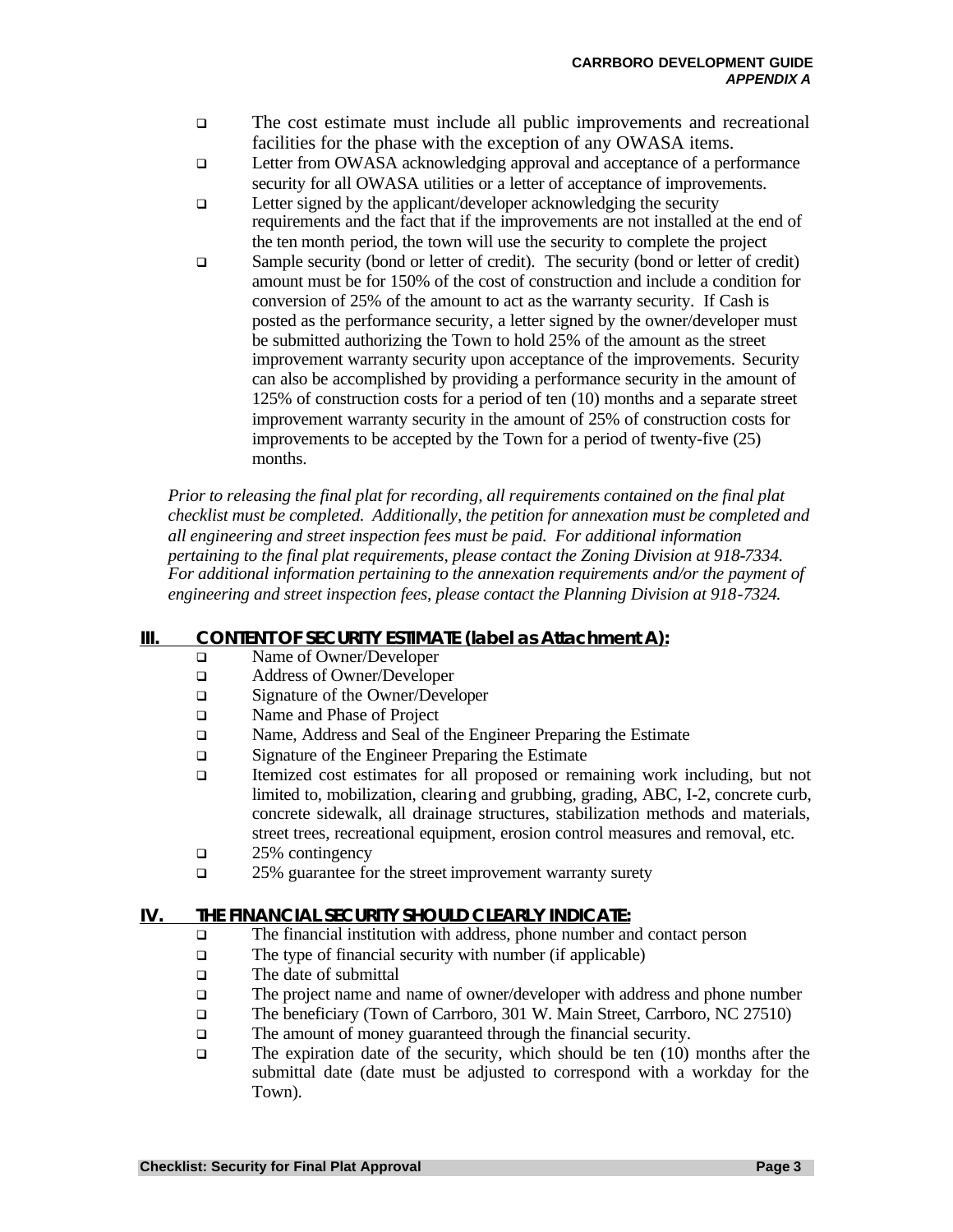- The cost estimate must include all public improvements and recreational facilities for the phase with the exception of any OWASA items.
- Letter from OWASA acknowledging approval and acceptance of a performance security for all OWASA utilities or a letter of acceptance of improvements.
- Letter signed by the applicant/developer acknowledging the security requirements and the fact that if the improvements are not installed at the end of the ten month period, the town will use the security to complete the project
- Sample security (bond or letter of credit). The security (bond or letter of credit) amount must be for 150% of the cost of construction and include a condition for conversion of 25% of the amount to act as the warranty security. If Cash is posted as the performance security, a letter signed by the owner/developer must be submitted authorizing the Town to hold 25% of the amount as the street improvement warranty security upon acceptance of the improvements. Security can also be accomplished by providing a performance security in the amount of 125% of construction costs for a period of ten (10) months and a separate street improvement warranty security in the amount of 25% of construction costs for improvements to be accepted by the Town for a period of twenty-five (25) months.

*Prior to releasing the final plat for recording, all requirements contained on the final plat checklist must be completed. Additionally, the petition for annexation must be completed and all engineering and street inspection fees must be paid. For additional information pertaining to the final plat requirements, please contact the Zoning Division at 918-7334. For additional information pertaining to the annexation requirements and/or the payment of engineering and street inspection fees, please contact the Planning Division at 918-7324.*

## III. CONTENT OF SECURITY ESTIMATE (label as Attachment A):

- Name of Owner/Developer
- Address of Owner/Developer
- Signature of the Owner/Developer
- Name and Phase of Project
- Name, Address and Seal of the Engineer Preparing the Estimate
- Signature of the Engineer Preparing the Estimate
- Itemized cost estimates for all proposed or remaining work including, but not limited to, mobilization, clearing and grubbing, grading, ABC, I-2, concrete curb, concrete sidewalk, all drainage structures, stabilization methods and materials, street trees, recreational equipment, erosion control measures and removal, etc.
- 25% contingency
- 25% guarantee for the street improvement warranty surety

## IV. THE FINANCIAL SECURITY SHOULD CLEARLY INDICATE:

- The financial institution with address, phone number and contact person
- The type of financial security with number (if applicable)
- The date of submittal
- The project name and name of owner/developer with address and phone number
- The beneficiary (Town of Carrboro, 301 W. Main Street, Carrboro, NC 27510)
- The amount of money guaranteed through the financial security.
- The expiration date of the security, which should be ten (10) months after the submittal date (date must be adjusted to correspond with a workday for the Town).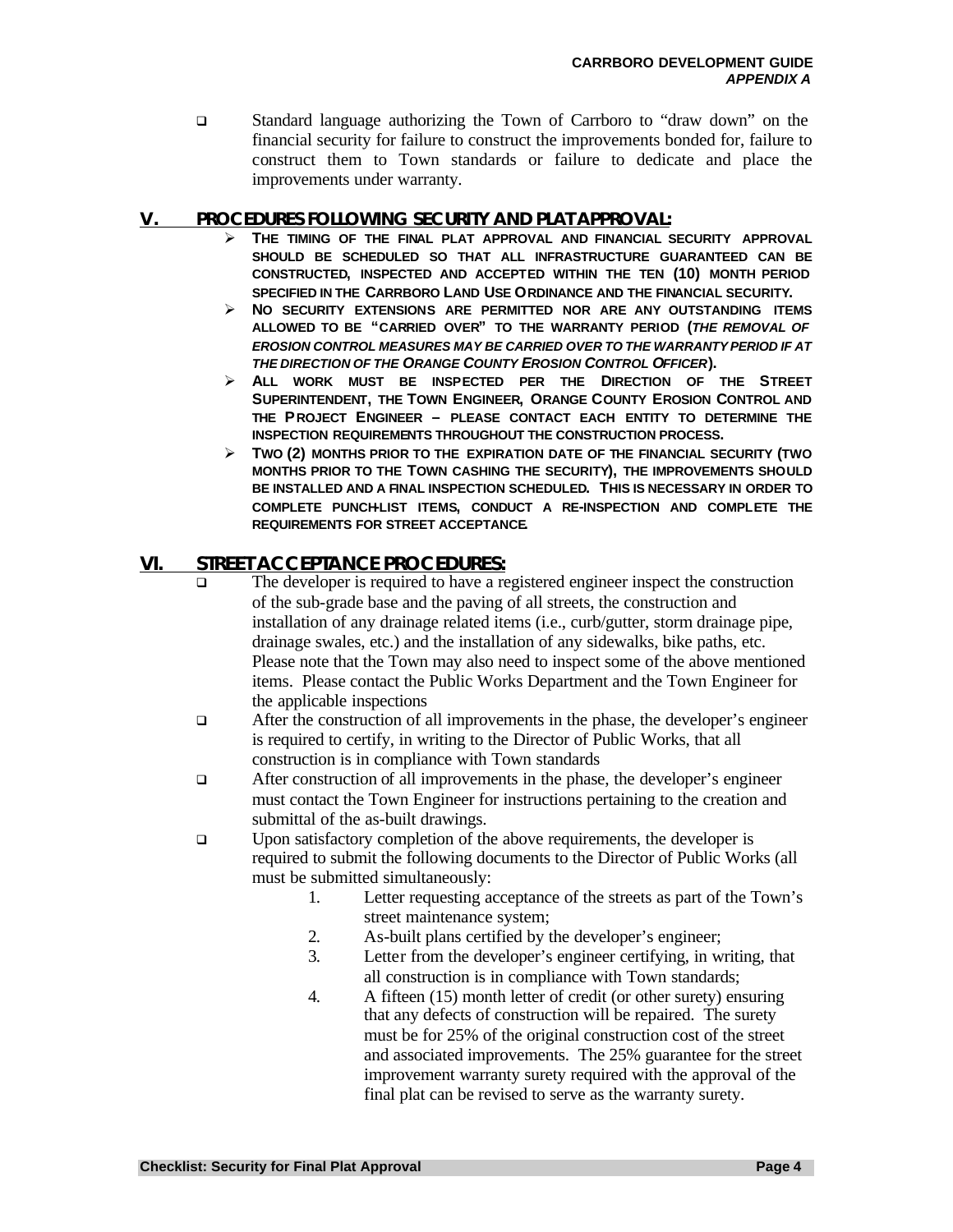- Standard language authorizing the Town of Carrboro to "draw down" on the financial security for failure to construct the improvements bonded for, failure to construct them to Town standards or failure to dedicate and place the improvements under warranty.

## V. PROCEDURES FOLLOWING SECURITY AND PLAT APPROVAL:

- **THE TIMING OF THE FINAL PLAT APPROVAL AND FINANCIAL SECURITY APPROVAL SHOULD BE SCHEDULED SO THAT ALL INFRASTRUCTURE GUARANTEED CAN BE CONSTRUCTED, INSPECTED AND ACCEPTED WITHIN THE TEN (10) MONTH PERIOD SPECIFIED IN THE CARRBORO LAND USE ORDINANCE AND THE FINANCIAL SECURITY.**
- **NO SECURITY EXTENSIONS ARE PERMITTED NOR ARE ANY OUTSTANDING ITEMS ALLOWED TO BE "CARRIED OVER" TO THE WARRANTY PERIOD (*THE REMOVAL OF EROSION CONTROL MEASURES MAY BE CARRIED OVER TO THE WARRANTY PERIOD IF AT THE DIRECTION OF THE ORANGE COUNTY EROSION CONTROL OFFICER*).**
- **ALL WORK MUST BE INSPECTED PER THE DIRECTION OF THE STREET SUPERINTENDENT, THE TOWN ENGINEER, ORANGE COUNTY EROSION CONTROL AND THE PROJECT ENGINEER – PLEASE CONTACT EACH ENTITY TO DETERMINE THE INSPECTION REQUIREMENTS THROUGHOUT THE CONSTRUCTION PROCESS.**
- **TWO (2) MONTHS PRIOR TO THE EXPIRATION DATE OF THE FINANCIAL SECURITY (TWO MONTHS PRIOR TO THE TOWN CASHING THE SECURITY), THE IMPROVEMENTS SHOULD BE INSTALLED AND A FINAL INSPECTION SCHEDULED. THIS IS NECESSARY IN ORDER TO COMPLETE PUNCH-LIST ITEMS, CONDUCT A RE-INSPECTION AND COMPLETE THE REQUIREMENTS FOR STREET ACCEPTANCE.**

## VI. STREET ACCEPTANCE PROCEDURES:

- The developer is required to have a registered engineer inspect the construction of the sub-grade base and the paving of all streets, the construction and installation of any drainage related items (i.e., curb/gutter, storm drainage pipe, drainage swales, etc.) and the installation of any sidewalks, bike paths, etc. Please note that the Town may also need to inspect some of the above mentioned items. Please contact the Public Works Department and the Town Engineer for the applicable inspections
- After the construction of all improvements in the phase, the developer's engineer is required to certify, in writing to the Director of Public Works, that all construction is in compliance with Town standards
- After construction of all improvements in the phase, the developer's engineer must contact the Town Engineer for instructions pertaining to the creation and submittal of the as-built drawings.
- Upon satisfactory completion of the above requirements, the developer is required to submit the following documents to the Director of Public Works (all must be submitted simultaneously:
  1. Letter requesting acceptance of the streets as part of the Town's street maintenance system;
  2. As-built plans certified by the developer's engineer;
  3. Letter from the developer's engineer certifying, in writing, that all construction is in compliance with Town standards;
  4. A fifteen (15) month letter of credit (or other surety) ensuring that any defects of construction will be repaired. The surety must be for 25% of the original construction cost of the street and associated improvements. The 25% guarantee for the street improvement warranty surety required with the approval of the final plat can be revised to serve as the warranty surety.